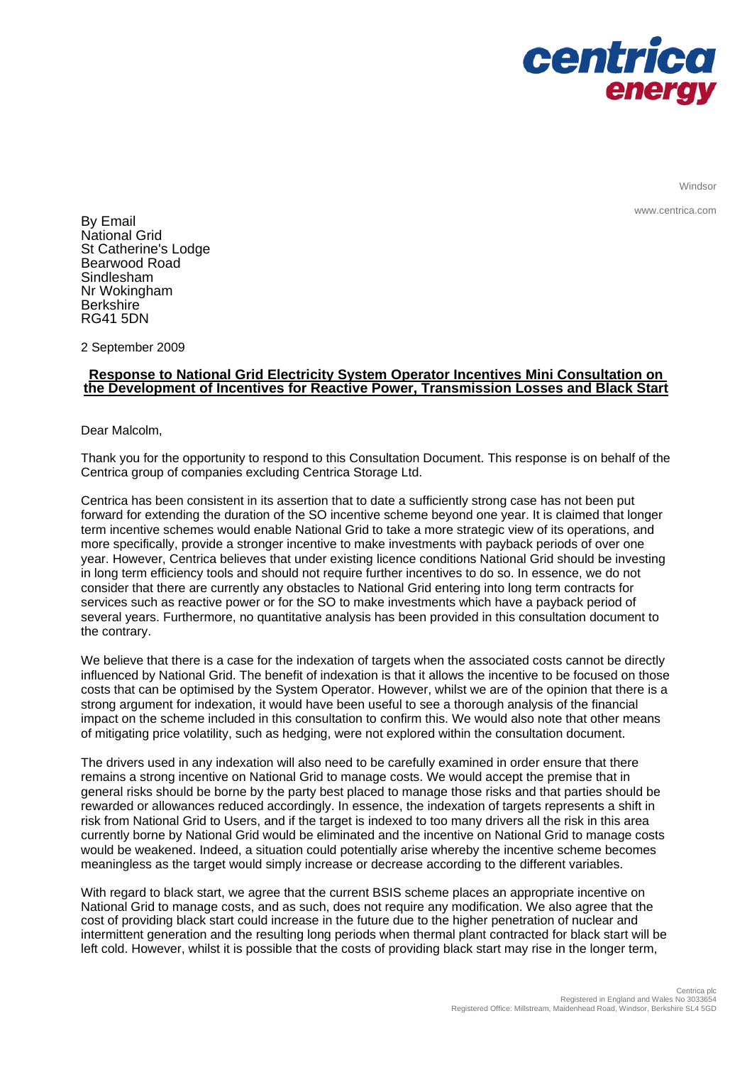Windsor

www.centrica.com

By Email
National Grid
St Catherine's Lodge
Bearwood Road
Sindlesham
Nr Wokingham
Berkshire
RG41 5DN

2 September 2009

**Response to National Grid Electricity System Operator Incentives Mini Consultation on the Development of Incentives for Reactive Power, Transmission Losses and Black Start**

Dear Malcolm,

Thank you for the opportunity to respond to this Consultation Document. This response is on behalf of the Centrica group of companies excluding Centrica Storage Ltd.

Centrica has been consistent in its assertion that to date a sufficiently strong case has not been put forward for extending the duration of the SO incentive scheme beyond one year. It is claimed that longer term incentive schemes would enable National Grid to take a more strategic view of its operations, and more specifically, provide a stronger incentive to make investments with payback periods of over one year. However, Centrica believes that under existing licence conditions National Grid should be investing in long term efficiency tools and should not require further incentives to do so. In essence, we do not consider that there are currently any obstacles to National Grid entering into long term contracts for services such as reactive power or for the SO to make investments which have a payback period of several years. Furthermore, no quantitative analysis has been provided in this consultation document to the contrary.

We believe that there is a case for the indexation of targets when the associated costs cannot be directly influenced by National Grid. The benefit of indexation is that it allows the incentive to be focused on those costs that can be optimised by the System Operator. However, whilst we are of the opinion that there is a strong argument for indexation, it would have been useful to see a thorough analysis of the financial impact on the scheme included in this consultation to confirm this. We would also note that other means of mitigating price volatility, such as hedging, were not explored within the consultation document.

The drivers used in any indexation will also need to be carefully examined in order ensure that there remains a strong incentive on National Grid to manage costs. We would accept the premise that in general risks should be borne by the party best placed to manage those risks and that parties should be rewarded or allowances reduced accordingly. In essence, the indexation of targets represents a shift in risk from National Grid to Users, and if the target is indexed to too many drivers all the risk in this area currently borne by National Grid would be eliminated and the incentive on National Grid to manage costs would be weakened. Indeed, a situation could potentially arise whereby the incentive scheme becomes meaningless as the target would simply increase or decrease according to the different variables.

With regard to black start, we agree that the current BSIS scheme places an appropriate incentive on National Grid to manage costs, and as such, does not require any modification. We also agree that the cost of providing black start could increase in the future due to the higher penetration of nuclear and intermittent generation and the resulting long periods when thermal plant contracted for black start will be left cold. However, whilst it is possible that the costs of providing black start may rise in the longer term,

Centrica plc
Registered in England and Wales No 3033654
Registered Office: Millstream, Maidenhead Road, Windsor, Berkshire SL4 5GD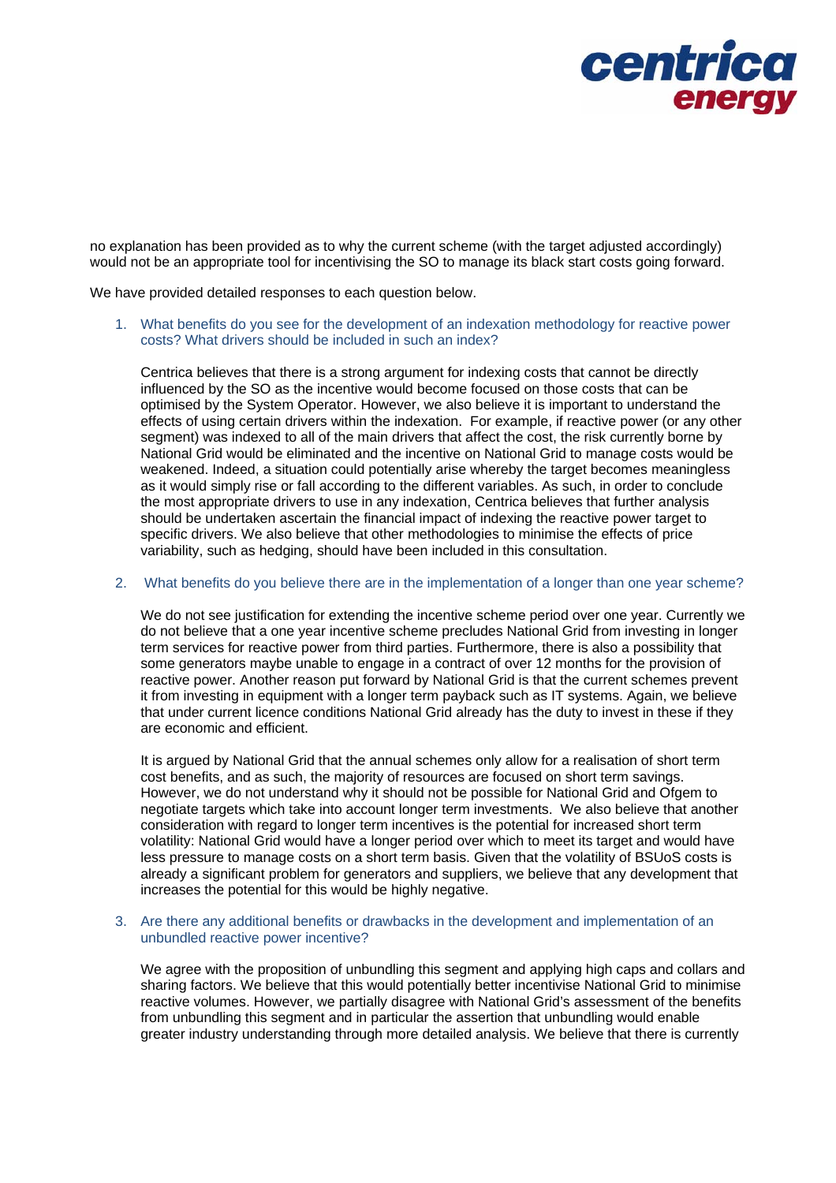no explanation has been provided as to why the current scheme (with the target adjusted accordingly) would not be an appropriate tool for incentivising the SO to manage its black start costs going forward.

We have provided detailed responses to each question below.

1. What benefits do you see for the development of an indexation methodology for reactive power costs? What drivers should be included in such an index?

   Centrica believes that there is a strong argument for indexing costs that cannot be directly influenced by the SO as the incentive would become focused on those costs that can be optimised by the System Operator. However, we also believe it is important to understand the effects of using certain drivers within the indexation. For example, if reactive power (or any other segment) was indexed to all of the main drivers that affect the cost, the risk currently borne by National Grid would be eliminated and the incentive on National Grid to manage costs would be weakened. Indeed, a situation could potentially arise whereby the target becomes meaningless as it would simply rise or fall according to the different variables. As such, in order to conclude the most appropriate drivers to use in any indexation, Centrica believes that further analysis should be undertaken ascertain the financial impact of indexing the reactive power target to specific drivers. We also believe that other methodologies to minimise the effects of price variability, such as hedging, should have been included in this consultation.

2. What benefits do you believe there are in the implementation of a longer than one year scheme?

   We do not see justification for extending the incentive scheme period over one year. Currently we do not believe that a one year incentive scheme precludes National Grid from investing in longer term services for reactive power from third parties. Furthermore, there is also a possibility that some generators maybe unable to engage in a contract of over 12 months for the provision of reactive power. Another reason put forward by National Grid is that the current schemes prevent it from investing in equipment with a longer term payback such as IT systems. Again, we believe that under current licence conditions National Grid already has the duty to invest in these if they are economic and efficient.

   It is argued by National Grid that the annual schemes only allow for a realisation of short term cost benefits, and as such, the majority of resources are focused on short term savings. However, we do not understand why it should not be possible for National Grid and Ofgem to negotiate targets which take into account longer term investments. We also believe that another consideration with regard to longer term incentives is the potential for increased short term volatility: National Grid would have a longer period over which to meet its target and would have less pressure to manage costs on a short term basis. Given that the volatility of BSUoS costs is already a significant problem for generators and suppliers, we believe that any development that increases the potential for this would be highly negative.

3. Are there any additional benefits or drawbacks in the development and implementation of an unbundled reactive power incentive?

   We agree with the proposition of unbundling this segment and applying high caps and collars and sharing factors. We believe that this would potentially better incentivise National Grid to minimise reactive volumes. However, we partially disagree with National Grid's assessment of the benefits from unbundling this segment and in particular the assertion that unbundling would enable greater industry understanding through more detailed analysis. We believe that there is currently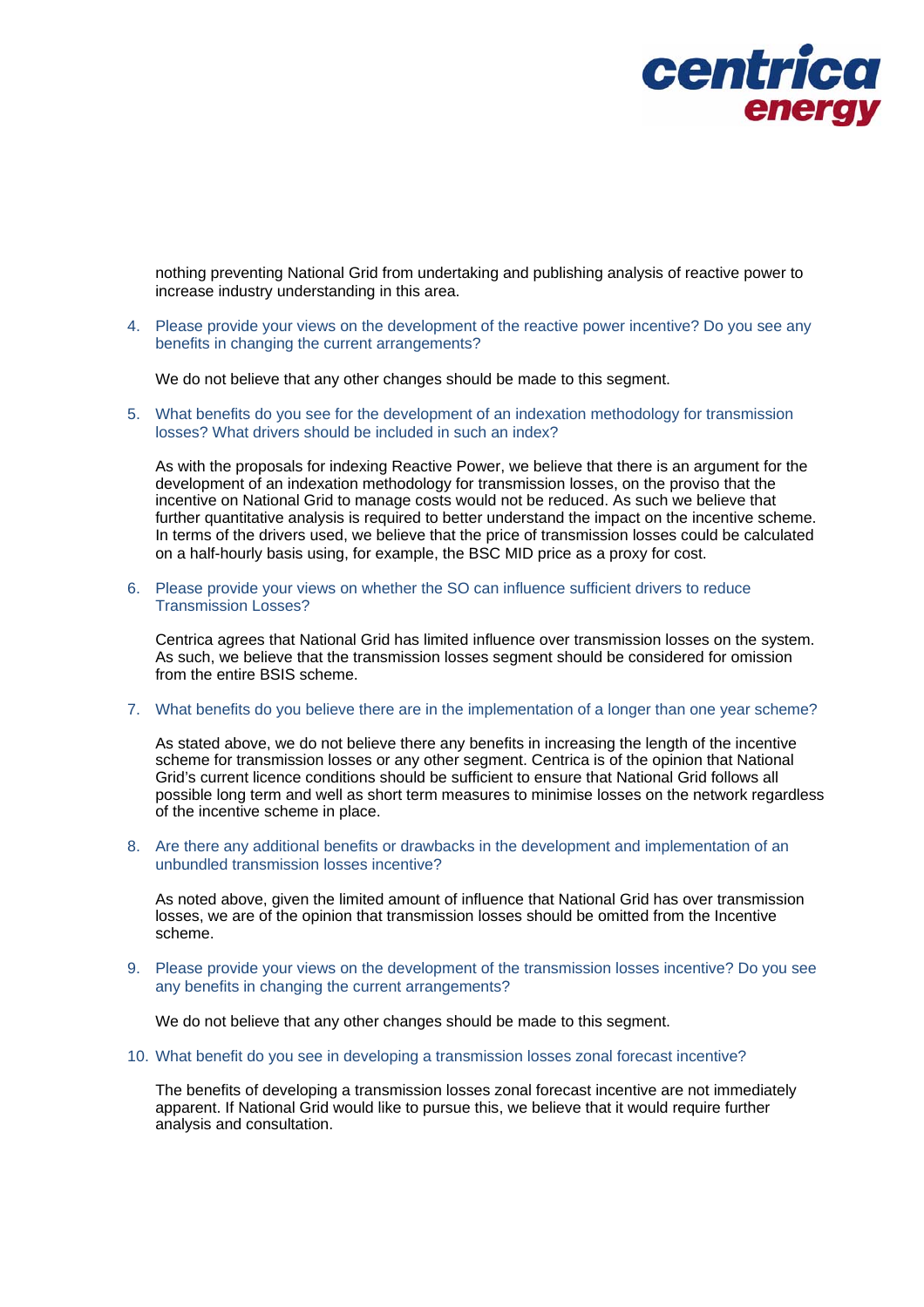nothing preventing National Grid from undertaking and publishing analysis of reactive power to increase industry understanding in this area.

4. Please provide your views on the development of the reactive power incentive? Do you see any benefits in changing the current arrangements?

   We do not believe that any other changes should be made to this segment.

5. What benefits do you see for the development of an indexation methodology for transmission losses? What drivers should be included in such an index?

   As with the proposals for indexing Reactive Power, we believe that there is an argument for the development of an indexation methodology for transmission losses, on the proviso that the incentive on National Grid to manage costs would not be reduced. As such we believe that further quantitative analysis is required to better understand the impact on the incentive scheme. In terms of the drivers used, we believe that the price of transmission losses could be calculated on a half-hourly basis using, for example, the BSC MID price as a proxy for cost.

6. Please provide your views on whether the SO can influence sufficient drivers to reduce Transmission Losses?

   Centrica agrees that National Grid has limited influence over transmission losses on the system. As such, we believe that the transmission losses segment should be considered for omission from the entire BSIS scheme.

7. What benefits do you believe there are in the implementation of a longer than one year scheme?

   As stated above, we do not believe there any benefits in increasing the length of the incentive scheme for transmission losses or any other segment. Centrica is of the opinion that National Grid's current licence conditions should be sufficient to ensure that National Grid follows all possible long term and well as short term measures to minimise losses on the network regardless of the incentive scheme in place.

8. Are there any additional benefits or drawbacks in the development and implementation of an unbundled transmission losses incentive?

   As noted above, given the limited amount of influence that National Grid has over transmission losses, we are of the opinion that transmission losses should be omitted from the Incentive scheme.

9. Please provide your views on the development of the transmission losses incentive? Do you see any benefits in changing the current arrangements?

   We do not believe that any other changes should be made to this segment.

10. What benefit do you see in developing a transmission losses zonal forecast incentive?

    The benefits of developing a transmission losses zonal forecast incentive are not immediately apparent. If National Grid would like to pursue this, we believe that it would require further analysis and consultation.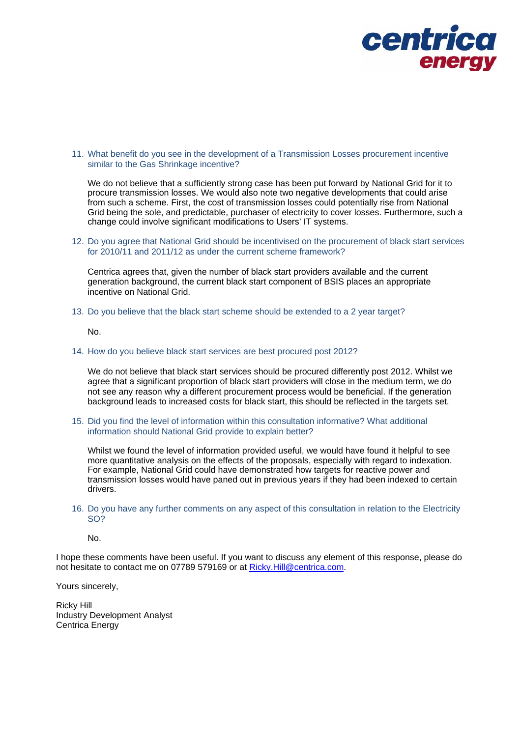11. What benefit do you see in the development of a Transmission Losses procurement incentive similar to the Gas Shrinkage incentive?

    We do not believe that a sufficiently strong case has been put forward by National Grid for it to procure transmission losses. We would also note two negative developments that could arise from such a scheme. First, the cost of transmission losses could potentially rise from National Grid being the sole, and predictable, purchaser of electricity to cover losses. Furthermore, such a change could involve significant modifications to Users' IT systems.

12. Do you agree that National Grid should be incentivised on the procurement of black start services for 2010/11 and 2011/12 as under the current scheme framework?

    Centrica agrees that, given the number of black start providers available and the current generation background, the current black start component of BSIS places an appropriate incentive on National Grid.

13. Do you believe that the black start scheme should be extended to a 2 year target?

    No.

14. How do you believe black start services are best procured post 2012?

    We do not believe that black start services should be procured differently post 2012. Whilst we agree that a significant proportion of black start providers will close in the medium term, we do not see any reason why a different procurement process would be beneficial. If the generation background leads to increased costs for black start, this should be reflected in the targets set.

15. Did you find the level of information within this consultation informative? What additional information should National Grid provide to explain better?

    Whilst we found the level of information provided useful, we would have found it helpful to see more quantitative analysis on the effects of the proposals, especially with regard to indexation. For example, National Grid could have demonstrated how targets for reactive power and transmission losses would have paned out in previous years if they had been indexed to certain drivers.

16. Do you have any further comments on any aspect of this consultation in relation to the Electricity SO?

    No.

I hope these comments have been useful. If you want to discuss any element of this response, please do not hesitate to contact me on 07789 579169 or at Ricky.Hill@centrica.com.

Yours sincerely,

Ricky Hill
Industry Development Analyst
Centrica Energy